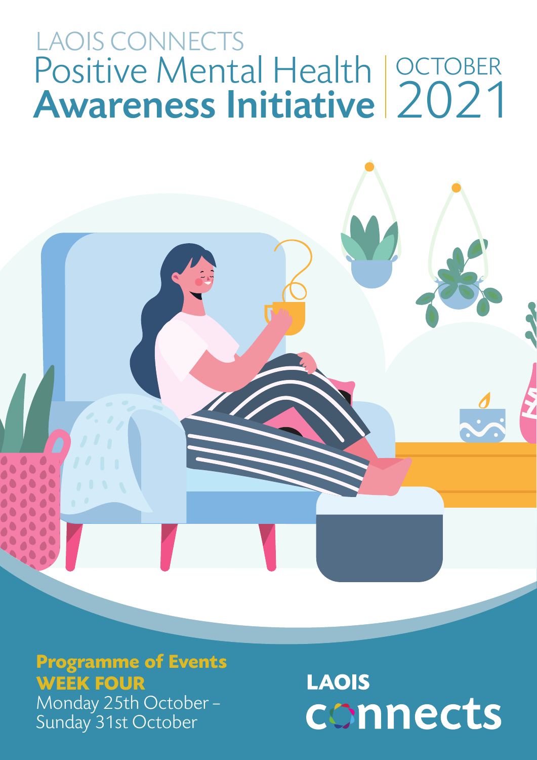LAOIS CONNECTS

# Positive Mental Health Awareness Initiative

OCTOBER 2021

**Programme of Events**
**WEEK FOUR**
Monday 25th October – Sunday 31st October

LAOIS connects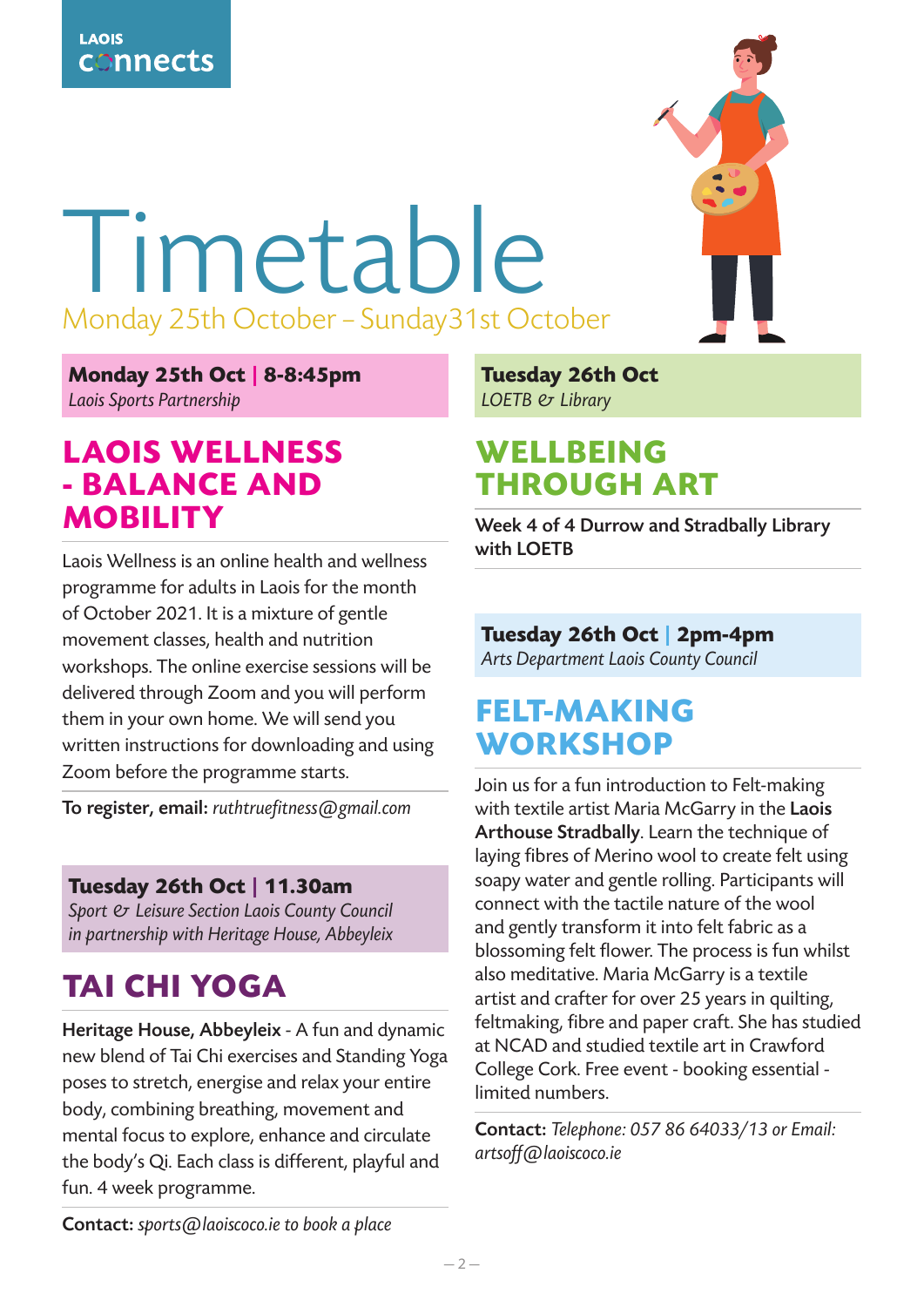LAOIS connects

# Timetable

Monday 25th October – Sunday31st October

**Monday 25th Oct | 8-8:45pm**
*Laois Sports Partnership*

## LAOIS WELLNESS - BALANCE AND MOBILITY

Laois Wellness is an online health and wellness programme for adults in Laois for the month of October 2021. It is a mixture of gentle movement classes, health and nutrition workshops. The online exercise sessions will be delivered through Zoom and you will perform them in your own home. We will send you written instructions for downloading and using Zoom before the programme starts.

**To register, email:** *ruthtruefitness@gmail.com*

**Tuesday 26th Oct | 11.30am**
*Sport & Leisure Section Laois County Council in partnership with Heritage House, Abbeyleix*

## TAI CHI YOGA

**Heritage House, Abbeyleix** - A fun and dynamic new blend of Tai Chi exercises and Standing Yoga poses to stretch, energise and relax your entire body, combining breathing, movement and mental focus to explore, enhance and circulate the body's Qi. Each class is different, playful and fun. 4 week programme.

**Contact:** *sports@laoiscoco.ie to book a place*

**Tuesday 26th Oct**
*LOETB & Library*

## WELLBEING THROUGH ART

**Week 4 of 4 Durrow and Stradbally Library with LOETB**

**Tuesday 26th Oct | 2pm-4pm**
*Arts Department Laois County Council*

## FELT-MAKING WORKSHOP

Join us for a fun introduction to Felt-making with textile artist Maria McGarry in the **Laois Arthouse Stradbally**. Learn the technique of laying fibres of Merino wool to create felt using soapy water and gentle rolling. Participants will connect with the tactile nature of the wool and gently transform it into felt fabric as a blossoming felt flower. The process is fun whilst also meditative. Maria McGarry is a textile artist and crafter for over 25 years in quilting, feltmaking, fibre and paper craft. She has studied at NCAD and studied textile art in Crawford College Cork. Free event - booking essential - limited numbers.

**Contact:** *Telephone: 057 86 64033/13 or Email: artsoff@laoiscoco.ie*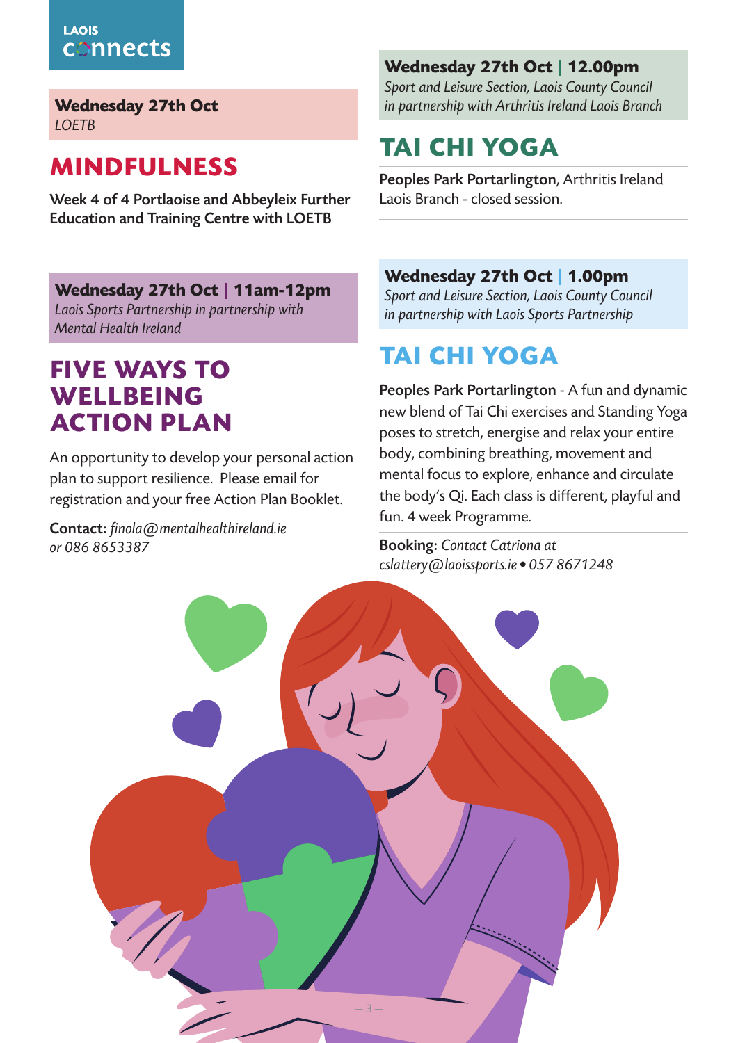**Wednesday 27th Oct**
*LOETB*

## MINDFULNESS

**Week 4 of 4 Portlaoise and Abbeyleix Further Education and Training Centre with LOETB**

**Wednesday 27th Oct | 11am-12pm**
*Laois Sports Partnership in partnership with Mental Health Ireland*

## FIVE WAYS TO WELLBEING ACTION PLAN

An opportunity to develop your personal action plan to support resilience. Please email for registration and your free Action Plan Booklet.

**Contact:** *finola@mentalhealthireland.ie or 086 8653387*

**Wednesday 27th Oct | 12.00pm**
*Sport and Leisure Section, Laois County Council in partnership with Arthritis Ireland Laois Branch*

## TAI CHI YOGA

**Peoples Park Portarlington**, Arthritis Ireland Laois Branch - closed session.

**Wednesday 27th Oct | 1.00pm**
*Sport and Leisure Section, Laois County Council in partnership with Laois Sports Partnership*

## TAI CHI YOGA

**Peoples Park Portarlington** - A fun and dynamic new blend of Tai Chi exercises and Standing Yoga poses to stretch, energise and relax your entire body, combining breathing, movement and mental focus to explore, enhance and circulate the body's Qi. Each class is different, playful and fun. 4 week Programme.

**Booking:** *Contact Catriona at cslattery@laoissports.ie • 057 8671248*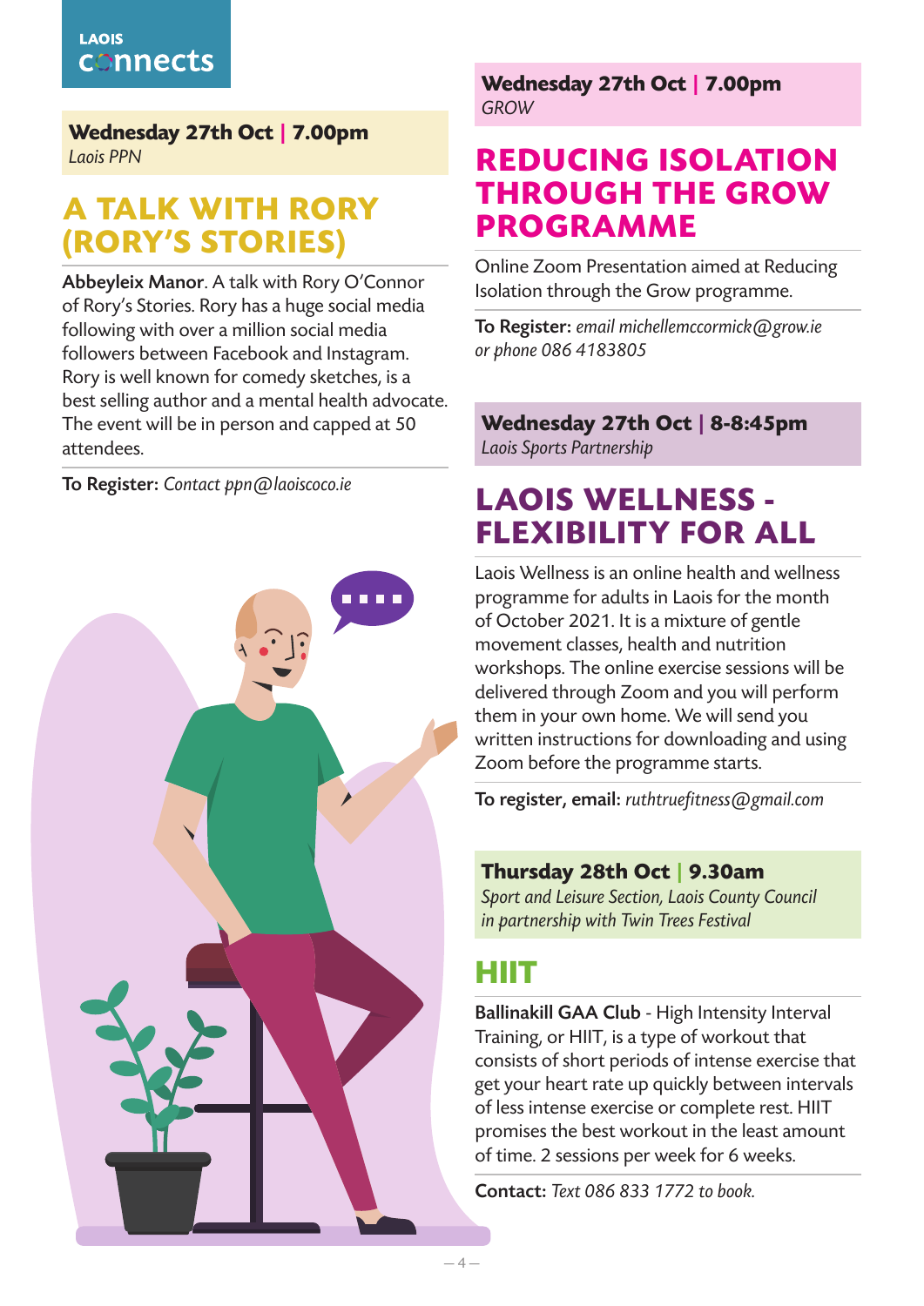**Wednesday 27th Oct | 7.00pm**
*Laois PPN*

## A TALK WITH RORY (RORY'S STORIES)

**Abbeyleix Manor**. A talk with Rory O'Connor of Rory's Stories. Rory has a huge social media following with over a million social media followers between Facebook and Instagram. Rory is well known for comedy sketches, is a best selling author and a mental health advocate. The event will be in person and capped at 50 attendees.

**To Register:** *Contact ppn@laoiscoco.ie*

**Wednesday 27th Oct | 7.00pm**
*GROW*

## REDUCING ISOLATION THROUGH THE GROW PROGRAMME

Online Zoom Presentation aimed at Reducing Isolation through the Grow programme.

**To Register:** *email michellemccormick@grow.ie or phone 086 4183805*

**Wednesday 27th Oct | 8-8:45pm**
*Laois Sports Partnership*

## LAOIS WELLNESS - FLEXIBILITY FOR ALL

Laois Wellness is an online health and wellness programme for adults in Laois for the month of October 2021. It is a mixture of gentle movement classes, health and nutrition workshops. The online exercise sessions will be delivered through Zoom and you will perform them in your own home. We will send you written instructions for downloading and using Zoom before the programme starts.

**To register, email:** *ruthtruefitness@gmail.com*

**Thursday 28th Oct | 9.30am**
*Sport and Leisure Section, Laois County Council in partnership with Twin Trees Festival*

## HIIT

**Ballinakill GAA Club** - High Intensity Interval Training, or HIIT, is a type of workout that consists of short periods of intense exercise that get your heart rate up quickly between intervals of less intense exercise or complete rest. HIIT promises the best workout in the least amount of time. 2 sessions per week for 6 weeks.

**Contact:** *Text 086 833 1772 to book.*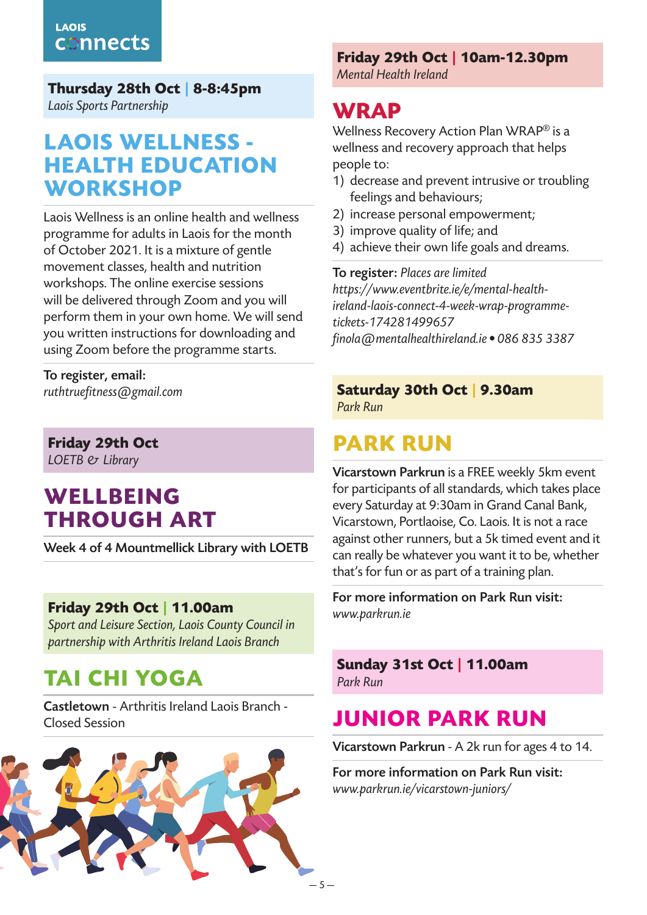**Thursday 28th Oct | 8-8:45pm**
*Laois Sports Partnership*

## LAOIS WELLNESS - HEALTH EDUCATION WORKSHOP

Laois Wellness is an online health and wellness programme for adults in Laois for the month of October 2021. It is a mixture of gentle movement classes, health and nutrition workshops. The online exercise sessions will be delivered through Zoom and you will perform them in your own home. We will send you written instructions for downloading and using Zoom before the programme starts.

**To register, email:**
*ruthtruefitness@gmail.com*

**Friday 29th Oct**
*LOETB & Library*

## WELLBEING THROUGH ART

**Week 4 of 4 Mountmellick Library with LOETB**

**Friday 29th Oct | 11.00am**
*Sport and Leisure Section, Laois County Council in partnership with Arthritis Ireland Laois Branch*

## TAI CHI YOGA

**Castletown** - Arthritis Ireland Laois Branch - Closed Session

**Friday 29th Oct | 10am-12.30pm**
*Mental Health Ireland*

## WRAP

Wellness Recovery Action Plan WRAP® is a wellness and recovery approach that helps people to:

1) decrease and prevent intrusive or troubling feelings and behaviours;
2) increase personal empowerment;
3) improve quality of life; and
4) achieve their own life goals and dreams.

**To register:** *Places are limited*
*https://www.eventbrite.ie/e/mental-health-ireland-laois-connect-4-week-wrap-programme-tickets-174281499657*
*finola@mentalhealthireland.ie • 086 835 3387*

**Saturday 30th Oct | 9.30am**
*Park Run*

## PARK RUN

**Vicarstown Parkrun** is a FREE weekly 5km event for participants of all standards, which takes place every Saturday at 9:30am in Grand Canal Bank, Vicarstown, Portlaoise, Co. Laois. It is not a race against other runners, but a 5k timed event and it can really be whatever you want it to be, whether that's for fun or as part of a training plan.

**For more information on Park Run visit:**
*www.parkrun.ie*

**Sunday 31st Oct | 11.00am**
*Park Run*

## JUNIOR PARK RUN

**Vicarstown Parkrun** - A 2k run for ages 4 to 14.

**For more information on Park Run visit:**
*www.parkrun.ie/vicarstown-juniors/*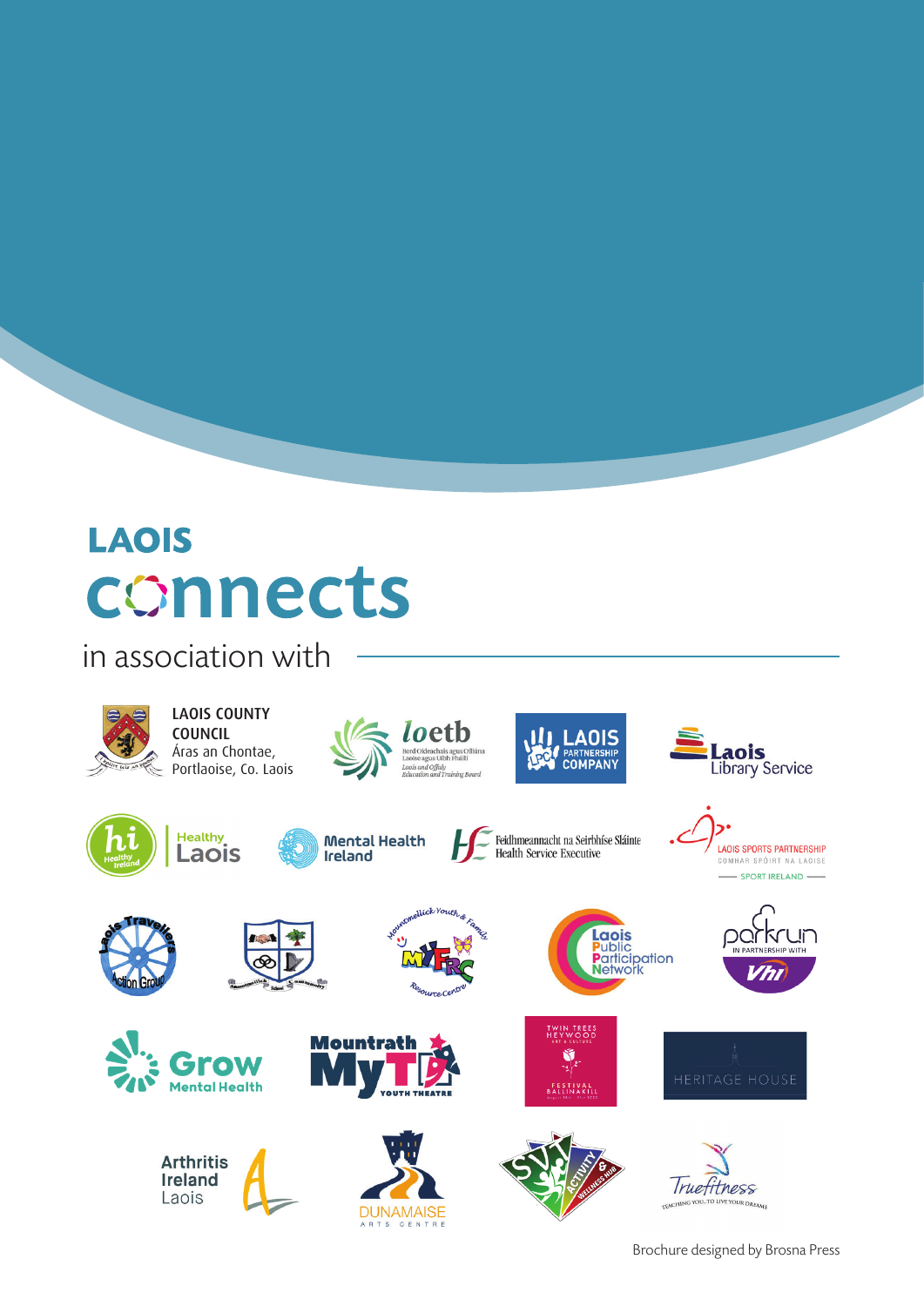# LAOIS connects

in association with

LAOIS COUNTY COUNCIL
Áras an Chontae,
Portlaoise, Co. Laois

loetb
Bord Oideachais agus Oiliúna Laoise agus Uíbh Fhailí
Laois and Offaly Education and Training Board

LAOIS PARTNERSHIP COMPANY

Laois Library Service

Healthy Laois

Mental Health Ireland

Feidhmeannacht na Seirbhíse Sláinte
Health Service Executive

LAOIS SPORTS PARTNERSHIP
COMHAR SPÓIRT NA LAOISE
SPORT IRELAND

Laois Travellers Action Group

Mountmellick Youth & Family Resource Centre

Laois Public Participation Network

parkrun IN PARTNERSHIP WITH Vhi

Grow Mental Health

Mountrath MyT YOUTH THEATRE

TWIN TREES HEYWOOD ART & CULTURE FESTIVAL BALLINAKILL

HERITAGE HOUSE

Arthritis Ireland Laois

DUNAMAISE ARTS CENTRE

ACTIVITY & WELLNESS HUB

Truefitness
TEACHING YOU...TO LIVE YOUR DREAMS

Brochure designed by Brosna Press